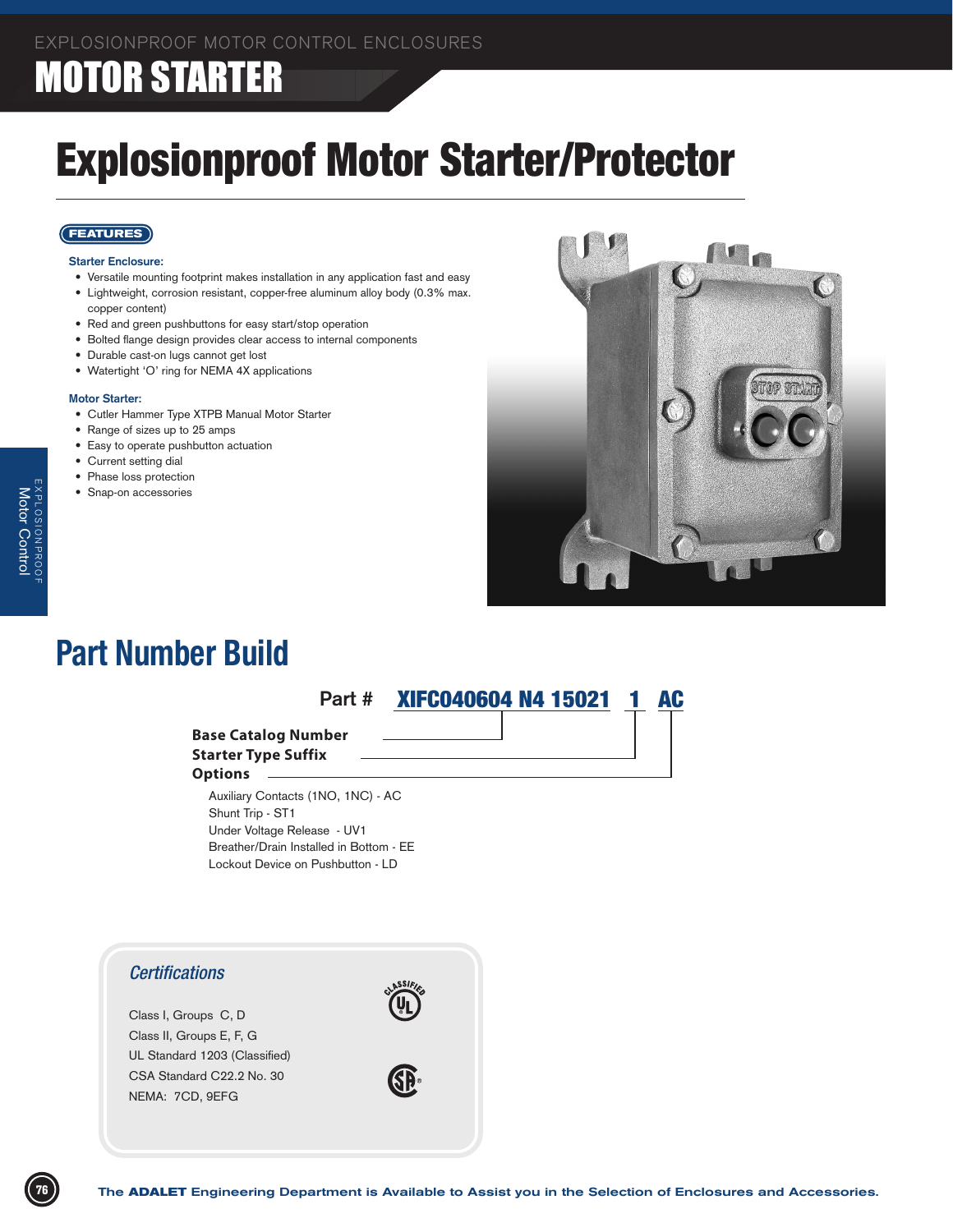EXPLOSIONPROOF MOTOR CONTROL ENCLOSURES

# MOTOR STARTER

# Explosionproof Motor Starter/Protector

**FEATURES**

**Starter Enclosure:**

- Versatile mounting footprint makes installation in any application fast and easy
- Lightweight, corrosion resistant, copper-free aluminum alloy body (0.3% max. copper content)
- Red and green pushbuttons for easy start/stop operation
- Bolted flange design provides clear access to internal components
- Durable cast-on lugs cannot get lost
- Watertight 'O' ring for NEMA 4X applications

**Motor Starter:**

- Cutler Hammer Type XTPB Manual Motor Starter
- Range of sizes up to 25 amps
- Easy to operate pushbutton actuation
- Current setting dial
- Phase loss protection
- Snap-on accessories

## Part Number Build

**Part # XIFC040604 N4 15021 1 AC**

- **Base Catalog Number** – XIFC040604 N4 15021
- **Starter Type Suffix** – 1
- **Options** – AC

Auxiliary Contacts (1NO, 1NC) - AC
Shunt Trip - ST1
Under Voltage Release - UV1
Breather/Drain Installed in Bottom - EE
Lockout Device on Pushbutton - LD

### *Certifications*

Class I, Groups C, D
Class II, Groups E, F, G
UL Standard 1203 (Classified)
CSA Standard C22.2 No. 30
NEMA: 7CD, 9EFG

The **ADALET** Engineering Department is Available to Assist you in the Selection of Enclosures and Accessories.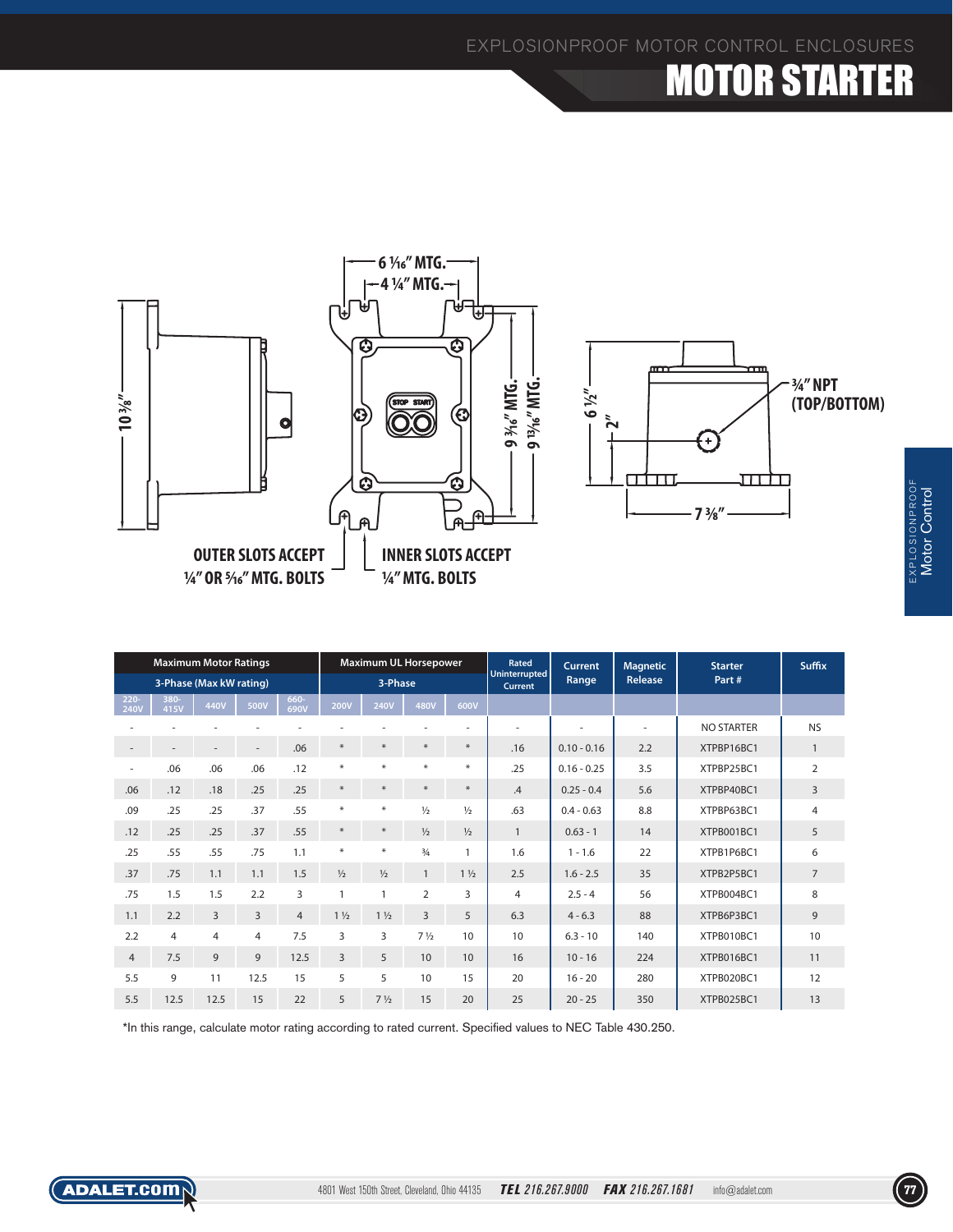EXPLOSIONPROOF MOTOR CONTROL ENCLOSURES

# MOTOR STARTER

6 1⁄16" MTG.

4 1⁄4" MTG.

10 3⁄8"

9 3⁄16" MTG.

9 13⁄16" MTG.

STOP START

6 1⁄2"

2"

3⁄4" NPT (TOP/BOTTOM)

7 3⁄8"

OUTER SLOTS ACCEPT 1⁄4" OR 5⁄16" MTG. BOLTS

INNER SLOTS ACCEPT 1⁄4" MTG. BOLTS

| Maximum Motor Ratings 3-Phase (Max kW rating) | | | | | Maximum UL Horsepower 3-Phase | | | | Rated Uninterrupted Current | Current Range | Magnetic Release | Starter Part # | Suffix |
|---|---|---|---|---|---|---|---|---|---|---|---|---|---|
| 220-240V | 380-415V | 440V | 500V | 660-690V | 200V | 240V | 480V | 600V | | | | | |
| - | - | - | - | - | - | - | - | - | - | - | - | NO STARTER | NS |
| - | - | - | - | .06 | * | * | * | * | .16 | 0.10 - 0.16 | 2.2 | XTPBP16BC1 | 1 |
| - | .06 | .06 | .06 | .12 | * | * | * | * | .25 | 0.16 - 0.25 | 3.5 | XTPBP25BC1 | 2 |
| .06 | .12 | .18 | .25 | .25 | * | * | * | * | .4 | 0.25 - 0.4 | 5.6 | XTPBP40BC1 | 3 |
| .09 | .25 | .25 | .37 | .55 | * | * | ½ | ½ | .63 | 0.4 - 0.63 | 8.8 | XTPBP63BC1 | 4 |
| .12 | .25 | .25 | .37 | .55 | * | * | ½ | ½ | 1 | 0.63 - 1 | 14 | XTPB001BC1 | 5 |
| .25 | .55 | .55 | .75 | 1.1 | * | * | ¾ | 1 | 1.6 | 1 - 1.6 | 22 | XTPB1P6BC1 | 6 |
| .37 | .75 | 1.1 | 1.1 | 1.5 | ½ | ½ | 1 | 1 ½ | 2.5 | 1.6 - 2.5 | 35 | XTPB2P5BC1 | 7 |
| .75 | 1.5 | 1.5 | 2.2 | 3 | 1 | 1 | 2 | 3 | 4 | 2.5 - 4 | 56 | XTPB004BC1 | 8 |
| 1.1 | 2.2 | 3 | 3 | 4 | 1 ½ | 1 ½ | 3 | 5 | 6.3 | 4 - 6.3 | 88 | XTPB6P3BC1 | 9 |
| 2.2 | 4 | 4 | 4 | 7.5 | 3 | 3 | 7 ½ | 10 | 10 | 6.3 - 10 | 140 | XTPB010BC1 | 10 |
| 4 | 7.5 | 9 | 9 | 12.5 | 3 | 5 | 10 | 10 | 16 | 10 - 16 | 224 | XTPB016BC1 | 11 |
| 5.5 | 9 | 11 | 12.5 | 15 | 5 | 5 | 10 | 15 | 20 | 16 - 20 | 280 | XTPB020BC1 | 12 |
| 5.5 | 12.5 | 12.5 | 15 | 22 | 5 | 7 ½ | 15 | 20 | 25 | 20 - 25 | 350 | XTPB025BC1 | 13 |

*In this range, calculate motor rating according to rated current. Specified values to NEC Table 430.250.

EXPLOSIONPROOF Motor Control

ADALET.COM 4801 West 150th Street, Cleveland, Ohio 44135 TEL 216.267.9000 FAX 216.267.1681 info@adalet.com